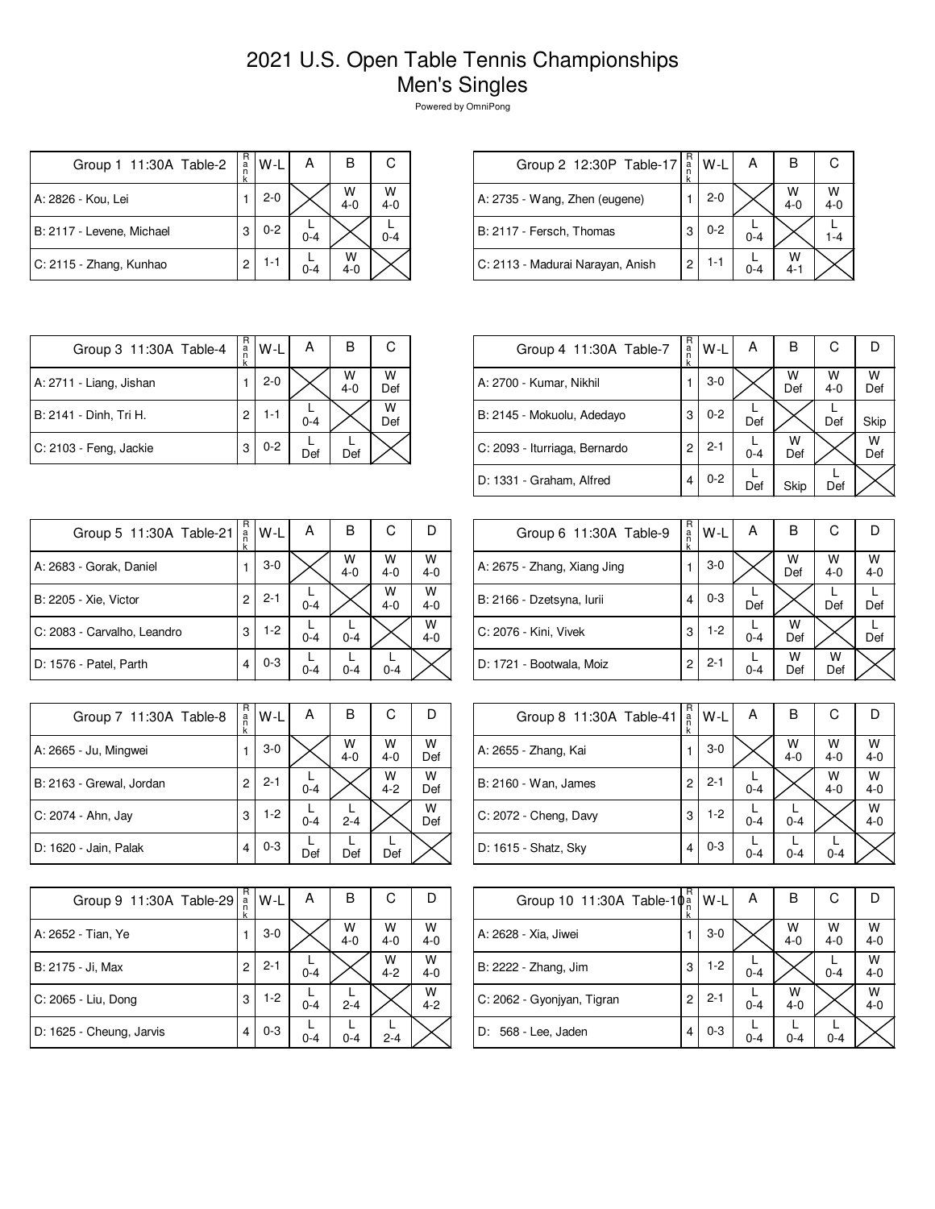# 2021 U.S. Open Table Tennis Championships
# Men's Singles

Powered by OmniPong

| Group 1 11:30A Table-2 | Rank | W-L | A | B | C |
|---|---|---|---|---|---|
| A: 2826 - Kou, Lei | 1 | 2-0 | | W 4-0 | W 4-0 |
| B: 2117 - Levene, Michael | 3 | 0-2 | L 0-4 | | L 0-4 |
| C: 2115 - Zhang, Kunhao | 2 | 1-1 | L 0-4 | W 4-0 | |

| Group 2 12:30P Table-17 | Rank | W-L | A | B | C |
|---|---|---|---|---|---|
| A: 2735 - Wang, Zhen (eugene) | 1 | 2-0 | | W 4-0 | W 4-0 |
| B: 2117 - Fersch, Thomas | 3 | 0-2 | L 0-4 | | L 1-4 |
| C: 2113 - Madurai Narayan, Anish | 2 | 1-1 | L 0-4 | W 4-1 | |

| Group 3 11:30A Table-4 | Rank | W-L | A | B | C |
|---|---|---|---|---|---|
| A: 2711 - Liang, Jishan | 1 | 2-0 | | W 4-0 | W Def |
| B: 2141 - Dinh, Tri H. | 2 | 1-1 | L 0-4 | | W Def |
| C: 2103 - Feng, Jackie | 3 | 0-2 | L Def | L Def | |

| Group 4 11:30A Table-7 | Rank | W-L | A | B | C | D |
|---|---|---|---|---|---|---|
| A: 2700 - Kumar, Nikhil | 1 | 3-0 | | W Def | W 4-0 | W Def |
| B: 2145 - Mokuolu, Adedayo | 3 | 0-2 | L Def | | L Def | Skip |
| C: 2093 - Iturriaga, Bernardo | 2 | 2-1 | L 0-4 | W Def | | W Def |
| D: 1331 - Graham, Alfred | 4 | 0-2 | L Def | Skip | L Def | |

| Group 5 11:30A Table-21 | Rank | W-L | A | B | C | D |
|---|---|---|---|---|---|---|
| A: 2683 - Gorak, Daniel | 1 | 3-0 | | W 4-0 | W 4-0 | W 4-0 |
| B: 2205 - Xie, Victor | 2 | 2-1 | L 0-4 | | W 4-0 | W 4-0 |
| C: 2083 - Carvalho, Leandro | 3 | 1-2 | L 0-4 | L 0-4 | | W 4-0 |
| D: 1576 - Patel, Parth | 4 | 0-3 | L 0-4 | L 0-4 | L 0-4 | |

| Group 6 11:30A Table-9 | Rank | W-L | A | B | C | D |
|---|---|---|---|---|---|---|
| A: 2675 - Zhang, Xiang Jing | 1 | 3-0 | | W Def | W 4-0 | W 4-0 |
| B: 2166 - Dzetsyna, Iurii | 4 | 0-3 | L Def | | L Def | L Def |
| C: 2076 - Kini, Vivek | 3 | 1-2 | L 0-4 | W Def | | L Def |
| D: 1721 - Bootwala, Moiz | 2 | 2-1 | L 0-4 | W Def | W Def | |

| Group 7 11:30A Table-8 | Rank | W-L | A | B | C | D |
|---|---|---|---|---|---|---|
| A: 2665 - Ju, Mingwei | 1 | 3-0 | | W 4-0 | W 4-0 | W Def |
| B: 2163 - Grewal, Jordan | 2 | 2-1 | L 0-4 | | W 4-2 | W Def |
| C: 2074 - Ahn, Jay | 3 | 1-2 | L 0-4 | L 2-4 | | W Def |
| D: 1620 - Jain, Palak | 4 | 0-3 | L Def | L Def | L Def | |

| Group 8 11:30A Table-41 | Rank | W-L | A | B | C | D |
|---|---|---|---|---|---|---|
| A: 2655 - Zhang, Kai | 1 | 3-0 | | W 4-0 | W 4-0 | W 4-0 |
| B: 2160 - Wan, James | 2 | 2-1 | L 0-4 | | W 4-0 | W 4-0 |
| C: 2072 - Cheng, Davy | 3 | 1-2 | L 0-4 | L 0-4 | | W 4-0 |
| D: 1615 - Shatz, Sky | 4 | 0-3 | L 0-4 | L 0-4 | L 0-4 | |

| Group 9 11:30A Table-29 | Rank | W-L | A | B | C | D |
|---|---|---|---|---|---|---|
| A: 2652 - Tian, Ye | 1 | 3-0 | | W 4-0 | W 4-0 | W 4-0 |
| B: 2175 - Ji, Max | 2 | 2-1 | L 0-4 | | W 4-2 | W 4-0 |
| C: 2065 - Liu, Dong | 3 | 1-2 | L 0-4 | L 2-4 | | W 4-2 |
| D: 1625 - Cheung, Jarvis | 4 | 0-3 | L 0-4 | L 0-4 | L 2-4 | |

| Group 10 11:30A Table-10 | Rank | W-L | A | B | C | D |
|---|---|---|---|---|---|---|
| A: 2628 - Xia, Jiwei | 1 | 3-0 | | W 4-0 | W 4-0 | W 4-0 |
| B: 2222 - Zhang, Jim | 3 | 1-2 | L 0-4 | | L 0-4 | W 4-0 |
| C: 2062 - Gyonjyan, Tigran | 2 | 2-1 | L 0-4 | W 4-0 | | W 4-0 |
| D: 568 - Lee, Jaden | 4 | 0-3 | L 0-4 | L 0-4 | L 0-4 | |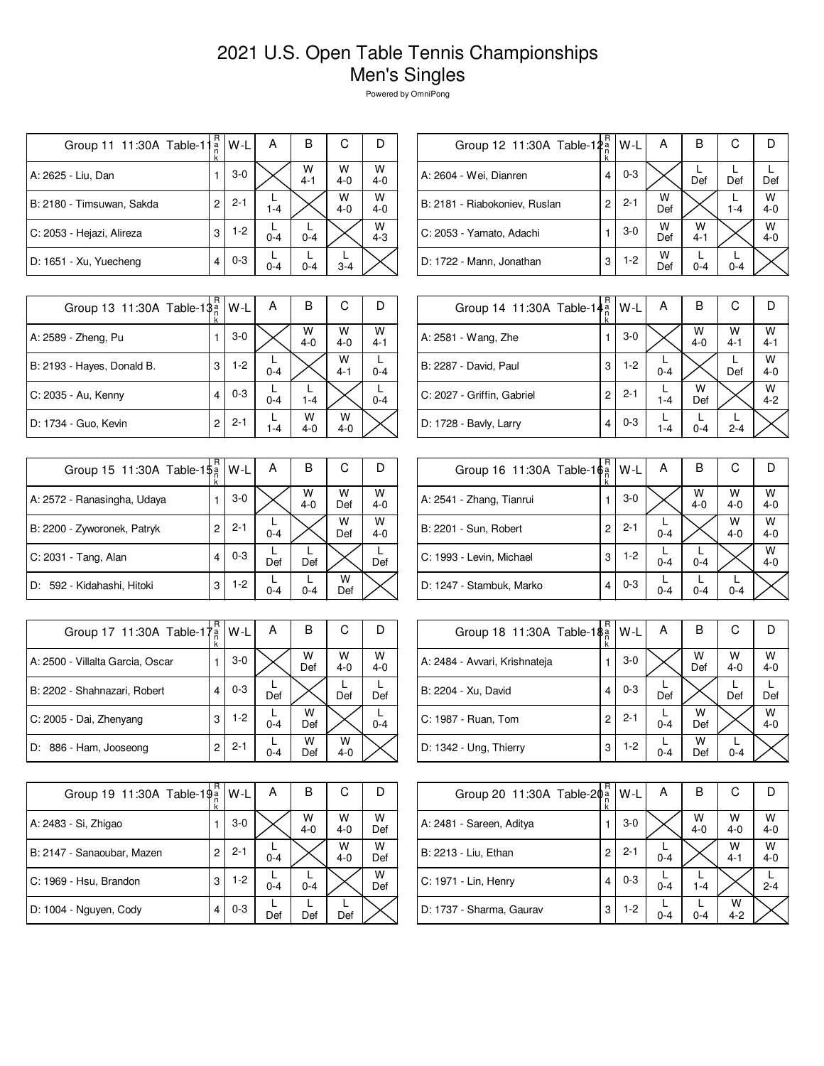# 2021 U.S. Open Table Tennis Championships
# Men's Singles

Powered by OmniPong

| Group 11 11:30A Table-11 | Rank | W-L | A | B | C | D |
|---|---|---|---|---|---|---|
| A: 2625 - Liu, Dan | 1 | 3-0 | | W 4-1 | W 4-0 | W 4-0 |
| B: 2180 - Timsuwan, Sakda | 2 | 2-1 | L 1-4 | | W 4-0 | W 4-0 |
| C: 2053 - Hejazi, Alireza | 3 | 1-2 | L 0-4 | L 0-4 | | W 4-3 |
| D: 1651 - Xu, Yuecheng | 4 | 0-3 | L 0-4 | L 0-4 | L 3-4 | |

| Group 12 11:30A Table-12 | Rank | W-L | A | B | C | D |
|---|---|---|---|---|---|---|
| A: 2604 - Wei, Dianren | 4 | 0-3 | | L Def | L Def | L Def |
| B: 2181 - Riabokoniev, Ruslan | 2 | 2-1 | W Def | | L 1-4 | W 4-0 |
| C: 2053 - Yamato, Adachi | 1 | 3-0 | W Def | W 4-1 | | W 4-0 |
| D: 1722 - Mann, Jonathan | 3 | 1-2 | W Def | L 0-4 | L 0-4 | |

| Group 13 11:30A Table-13 | Rank | W-L | A | B | C | D |
|---|---|---|---|---|---|---|
| A: 2589 - Zheng, Pu | 1 | 3-0 | | W 4-0 | W 4-0 | W 4-1 |
| B: 2193 - Hayes, Donald B. | 3 | 1-2 | L 0-4 | | W 4-1 | L 0-4 |
| C: 2035 - Au, Kenny | 4 | 0-3 | L 0-4 | L 1-4 | | L 0-4 |
| D: 1734 - Guo, Kevin | 2 | 2-1 | L 1-4 | W 4-0 | W 4-0 | |

| Group 14 11:30A Table-14 | Rank | W-L | A | B | C | D |
|---|---|---|---|---|---|---|
| A: 2581 - Wang, Zhe | 1 | 3-0 | | W 4-0 | W 4-1 | W 4-1 |
| B: 2287 - David, Paul | 3 | 1-2 | L 0-4 | | L Def | W 4-0 |
| C: 2027 - Griffin, Gabriel | 2 | 2-1 | L 1-4 | W Def | | W 4-2 |
| D: 1728 - Bavly, Larry | 4 | 0-3 | L 1-4 | L 0-4 | L 2-4 | |

| Group 15 11:30A Table-15 | Rank | W-L | A | B | C | D |
|---|---|---|---|---|---|---|
| A: 2572 - Ranasingha, Udaya | 1 | 3-0 | | W 4-0 | W Def | W 4-0 |
| B: 2200 - Zyworonek, Patryk | 2 | 2-1 | L 0-4 | | W Def | W 4-0 |
| C: 2031 - Tang, Alan | 4 | 0-3 | L Def | L Def | | L Def |
| D: 592 - Kidahashi, Hitoki | 3 | 1-2 | L 0-4 | L 0-4 | W Def | |

| Group 16 11:30A Table-16 | Rank | W-L | A | B | C | D |
|---|---|---|---|---|---|---|
| A: 2541 - Zhang, Tianrui | 1 | 3-0 | | W 4-0 | W 4-0 | W 4-0 |
| B: 2201 - Sun, Robert | 2 | 2-1 | L 0-4 | | W 4-0 | W 4-0 |
| C: 1993 - Levin, Michael | 3 | 1-2 | L 0-4 | L 0-4 | | W 4-0 |
| D: 1247 - Stambuk, Marko | 4 | 0-3 | L 0-4 | L 0-4 | L 0-4 | |

| Group 17 11:30A Table-17 | Rank | W-L | A | B | C | D |
|---|---|---|---|---|---|---|
| A: 2500 - Villalta Garcia, Oscar | 1 | 3-0 | | W Def | W 4-0 | W 4-0 |
| B: 2202 - Shahnazari, Robert | 4 | 0-3 | L Def | | L Def | L Def |
| C: 2005 - Dai, Zhenyang | 3 | 1-2 | L 0-4 | W Def | | L 0-4 |
| D: 886 - Ham, Jooseong | 2 | 2-1 | L 0-4 | W Def | W 4-0 | |

| Group 18 11:30A Table-18 | Rank | W-L | A | B | C | D |
|---|---|---|---|---|---|---|
| A: 2484 - Avvari, Krishnateja | 1 | 3-0 | | W Def | W 4-0 | W 4-0 |
| B: 2204 - Xu, David | 4 | 0-3 | L Def | | L Def | L Def |
| C: 1987 - Ruan, Tom | 2 | 2-1 | L 0-4 | W Def | | W 4-0 |
| D: 1342 - Ung, Thierry | 3 | 1-2 | L 0-4 | W Def | L 0-4 | |

| Group 19 11:30A Table-19 | Rank | W-L | A | B | C | D |
|---|---|---|---|---|---|---|
| A: 2483 - Si, Zhigao | 1 | 3-0 | | W 4-0 | W 4-0 | W Def |
| B: 2147 - Sanaoubar, Mazen | 2 | 2-1 | L 0-4 | | W 4-0 | W Def |
| C: 1969 - Hsu, Brandon | 3 | 1-2 | L 0-4 | L 0-4 | | W Def |
| D: 1004 - Nguyen, Cody | 4 | 0-3 | L Def | L Def | L Def | |

| Group 20 11:30A Table-20 | Rank | W-L | A | B | C | D |
|---|---|---|---|---|---|---|
| A: 2481 - Sareen, Aditya | 1 | 3-0 | | W 4-0 | W 4-0 | W 4-0 |
| B: 2213 - Liu, Ethan | 2 | 2-1 | L 0-4 | | W 4-1 | W 4-0 |
| C: 1971 - Lin, Henry | 4 | 0-3 | L 0-4 | L 1-4 | | L 2-4 |
| D: 1737 - Sharma, Gaurav | 3 | 1-2 | L 0-4 | L 0-4 | W 4-2 | |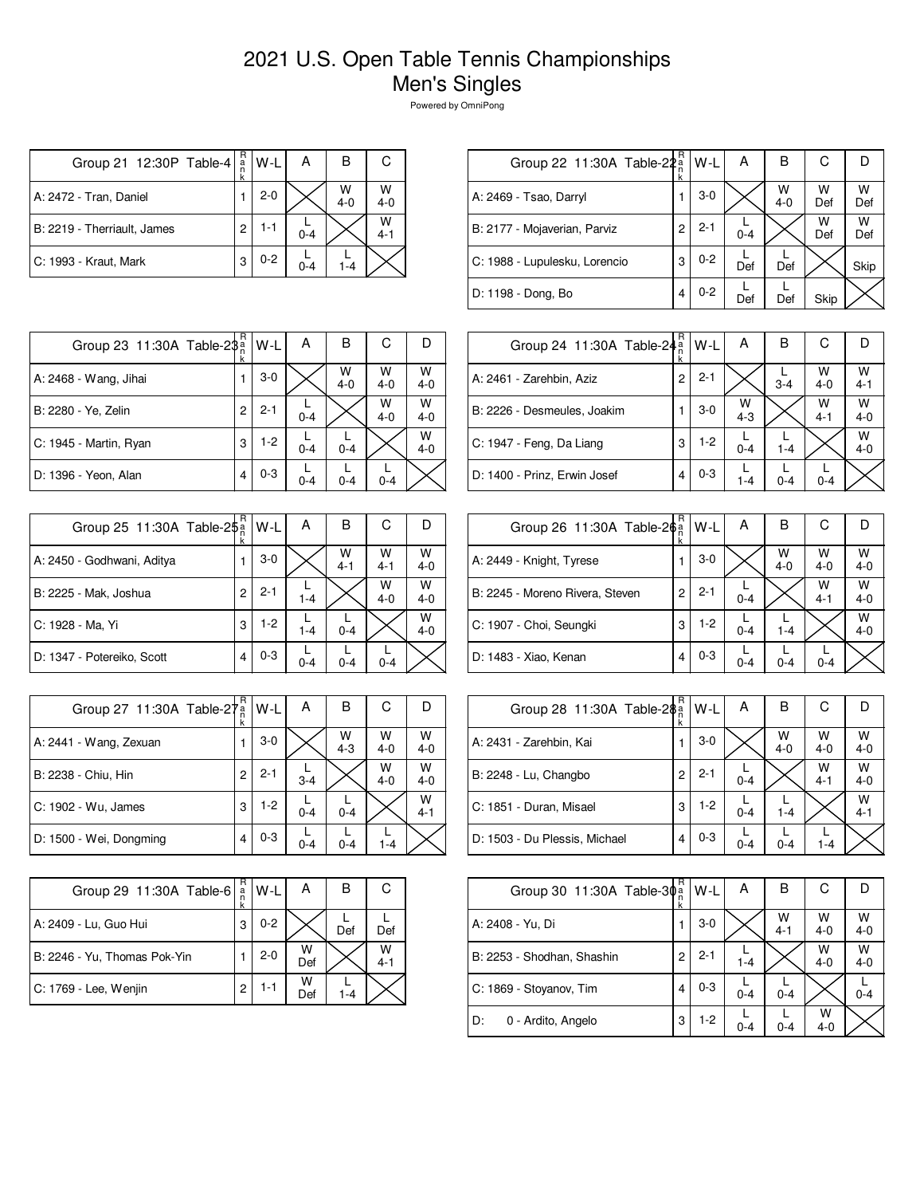# 2021 U.S. Open Table Tennis Championships
# Men's Singles

Powered by OmniPong

| Group 21 12:30P Table-4 | Rank | W-L | A | B | C |
|---|---|---|---|---|---|
| A: 2472 - Tran, Daniel | 1 | 2-0 | | W 4-0 | W 4-0 |
| B: 2219 - Therriault, James | 2 | 1-1 | L 0-4 | | W 4-1 |
| C: 1993 - Kraut, Mark | 3 | 0-2 | L 0-4 | L 1-4 | |

| Group 22 11:30A Table-22 | Rank | W-L | A | B | C | D |
|---|---|---|---|---|---|---|
| A: 2469 - Tsao, Darryl | 1 | 3-0 | | W 4-0 | W Def | W Def |
| B: 2177 - Mojaverian, Parviz | 2 | 2-1 | L 0-4 | | W Def | W Def |
| C: 1988 - Lupulesku, Lorencio | 3 | 0-2 | L Def | L Def | | Skip |
| D: 1198 - Dong, Bo | 4 | 0-2 | L Def | L Def | Skip | |

| Group 23 11:30A Table-23 | Rank | W-L | A | B | C | D |
|---|---|---|---|---|---|---|
| A: 2468 - Wang, Jihai | 1 | 3-0 | | W 4-0 | W 4-0 | W 4-0 |
| B: 2280 - Ye, Zelin | 2 | 2-1 | L 0-4 | | W 4-0 | W 4-0 |
| C: 1945 - Martin, Ryan | 3 | 1-2 | L 0-4 | L 0-4 | | W 4-0 |
| D: 1396 - Yeon, Alan | 4 | 0-3 | L 0-4 | L 0-4 | L 0-4 | |

| Group 24 11:30A Table-24 | Rank | W-L | A | B | C | D |
|---|---|---|---|---|---|---|
| A: 2461 - Zarehbin, Aziz | 2 | 2-1 | | L 3-4 | W 4-0 | W 4-1 |
| B: 2226 - Desmeules, Joakim | 1 | 3-0 | W 4-3 | | W 4-1 | W 4-0 |
| C: 1947 - Feng, Da Liang | 3 | 1-2 | L 0-4 | L 1-4 | | W 4-0 |
| D: 1400 - Prinz, Erwin Josef | 4 | 0-3 | L 1-4 | L 0-4 | L 0-4 | |

| Group 25 11:30A Table-25 | Rank | W-L | A | B | C | D |
|---|---|---|---|---|---|---|
| A: 2450 - Godhwani, Aditya | 1 | 3-0 | | W 4-1 | W 4-1 | W 4-0 |
| B: 2225 - Mak, Joshua | 2 | 2-1 | L 1-4 | | W 4-0 | W 4-0 |
| C: 1928 - Ma, Yi | 3 | 1-2 | L 1-4 | L 0-4 | | W 4-0 |
| D: 1347 - Potereiko, Scott | 4 | 0-3 | L 0-4 | L 0-4 | L 0-4 | |

| Group 26 11:30A Table-26 | Rank | W-L | A | B | C | D |
|---|---|---|---|---|---|---|
| A: 2449 - Knight, Tyrese | 1 | 3-0 | | W 4-0 | W 4-0 | W 4-0 |
| B: 2245 - Moreno Rivera, Steven | 2 | 2-1 | L 0-4 | | W 4-1 | W 4-0 |
| C: 1907 - Choi, Seungki | 3 | 1-2 | L 0-4 | L 1-4 | | W 4-0 |
| D: 1483 - Xiao, Kenan | 4 | 0-3 | L 0-4 | L 0-4 | L 0-4 | |

| Group 27 11:30A Table-27 | Rank | W-L | A | B | C | D |
|---|---|---|---|---|---|---|
| A: 2441 - Wang, Zexuan | 1 | 3-0 | | W 4-3 | W 4-0 | W 4-0 |
| B: 2238 - Chiu, Hin | 2 | 2-1 | L 3-4 | | W 4-0 | W 4-0 |
| C: 1902 - Wu, James | 3 | 1-2 | L 0-4 | L 0-4 | | W 4-1 |
| D: 1500 - Wei, Dongming | 4 | 0-3 | L 0-4 | L 0-4 | L 1-4 | |

| Group 28 11:30A Table-28 | Rank | W-L | A | B | C | D |
|---|---|---|---|---|---|---|
| A: 2431 - Zarehbin, Kai | 1 | 3-0 | | W 4-0 | W 4-0 | W 4-0 |
| B: 2248 - Lu, Changbo | 2 | 2-1 | L 0-4 | | W 4-1 | W 4-0 |
| C: 1851 - Duran, Misael | 3 | 1-2 | L 0-4 | L 1-4 | | W 4-1 |
| D: 1503 - Du Plessis, Michael | 4 | 0-3 | L 0-4 | L 0-4 | L 1-4 | |

| Group 29 11:30A Table-6 | Rank | W-L | A | B | C |
|---|---|---|---|---|---|
| A: 2409 - Lu, Guo Hui | 3 | 0-2 | | L Def | L Def |
| B: 2246 - Yu, Thomas Pok-Yin | 1 | 2-0 | W Def | | W 4-1 |
| C: 1769 - Lee, Wenjin | 2 | 1-1 | W Def | L 1-4 | |

| Group 30 11:30A Table-30 | Rank | W-L | A | B | C | D |
|---|---|---|---|---|---|---|
| A: 2408 - Yu, Di | 1 | 3-0 | | W 4-1 | W 4-0 | W 4-0 |
| B: 2253 - Shodhan, Shashin | 2 | 2-1 | L 1-4 | | W 4-0 | W 4-0 |
| C: 1869 - Stoyanov, Tim | 4 | 0-3 | L 0-4 | L 0-4 | | L 0-4 |
| D: 0 - Ardito, Angelo | 3 | 1-2 | L 0-4 | L 0-4 | W 4-0 | |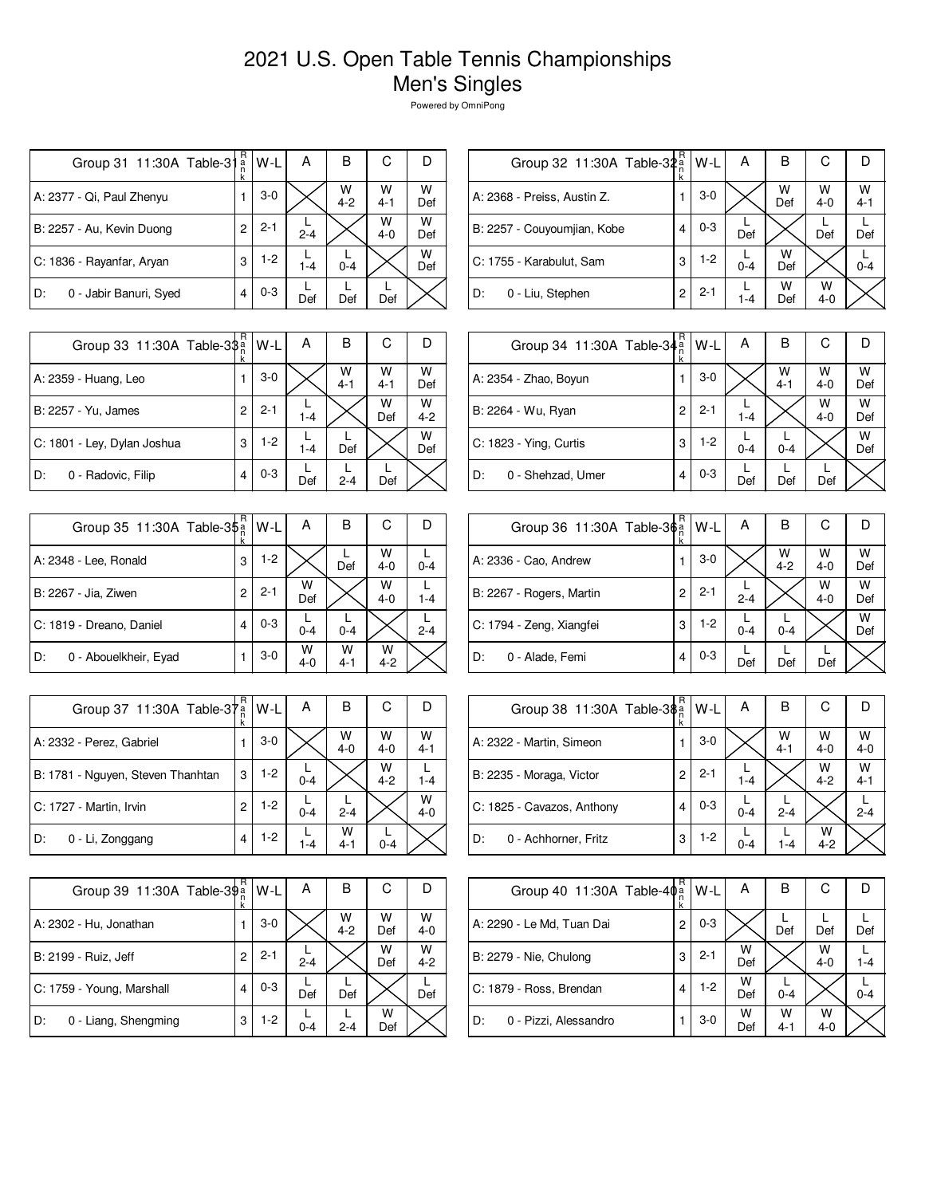# 2021 U.S. Open Table Tennis Championships
# Men's Singles

Powered by OmniPong

| Group 31 11:30A Table-31 | Rank | W-L | A | B | C | D |
|---|---|---|---|---|---|---|
| A: 2377 - Qi, Paul Zhenyu | 1 | 3-0 | | W 4-2 | W 4-1 | W Def |
| B: 2257 - Au, Kevin Duong | 2 | 2-1 | L 2-4 | | W 4-0 | W Def |
| C: 1836 - Rayanfar, Aryan | 3 | 1-2 | L 1-4 | L 0-4 | | W Def |
| D: 0 - Jabir Banuri, Syed | 4 | 0-3 | L Def | L Def | L Def | |

| Group 32 11:30A Table-32 | Rank | W-L | A | B | C | D |
|---|---|---|---|---|---|---|
| A: 2368 - Preiss, Austin Z. | 1 | 3-0 | | W Def | W 4-0 | W 4-1 |
| B: 2257 - Couyoumjian, Kobe | 4 | 0-3 | L Def | | L Def | L Def |
| C: 1755 - Karabulut, Sam | 3 | 1-2 | L 0-4 | W Def | | L 0-4 |
| D: 0 - Liu, Stephen | 2 | 2-1 | L 1-4 | W Def | W 4-0 | |

| Group 33 11:30A Table-33 | Rank | W-L | A | B | C | D |
|---|---|---|---|---|---|---|
| A: 2359 - Huang, Leo | 1 | 3-0 | | W 4-1 | W 4-1 | W Def |
| B: 2257 - Yu, James | 2 | 2-1 | L 1-4 | | W Def | W 4-2 |
| C: 1801 - Ley, Dylan Joshua | 3 | 1-2 | L 1-4 | L Def | | W Def |
| D: 0 - Radovic, Filip | 4 | 0-3 | L Def | L 2-4 | L Def | |

| Group 34 11:30A Table-34 | Rank | W-L | A | B | C | D |
|---|---|---|---|---|---|---|
| A: 2354 - Zhao, Boyun | 1 | 3-0 | | W 4-1 | W 4-0 | W Def |
| B: 2264 - Wu, Ryan | 2 | 2-1 | L 1-4 | | W 4-0 | W Def |
| C: 1823 - Ying, Curtis | 3 | 1-2 | L 0-4 | L 0-4 | | W Def |
| D: 0 - Shehzad, Umer | 4 | 0-3 | L Def | L Def | L Def | |

| Group 35 11:30A Table-35 | Rank | W-L | A | B | C | D |
|---|---|---|---|---|---|---|
| A: 2348 - Lee, Ronald | 3 | 1-2 | | L Def | W 4-0 | L 0-4 |
| B: 2267 - Jia, Ziwen | 2 | 2-1 | W Def | | W 4-0 | L 1-4 |
| C: 1819 - Dreano, Daniel | 4 | 0-3 | L 0-4 | L 0-4 | | L 2-4 |
| D: 0 - Abouelkheir, Eyad | 1 | 3-0 | W 4-0 | W 4-1 | W 4-2 | |

| Group 36 11:30A Table-36 | Rank | W-L | A | B | C | D |
|---|---|---|---|---|---|---|
| A: 2336 - Cao, Andrew | 1 | 3-0 | | W 4-2 | W 4-0 | W Def |
| B: 2267 - Rogers, Martin | 2 | 2-1 | L 2-4 | | W 4-0 | W Def |
| C: 1794 - Zeng, Xiangfei | 3 | 1-2 | L 0-4 | L 0-4 | | W Def |
| D: 0 - Alade, Femi | 4 | 0-3 | L Def | L Def | L Def | |

| Group 37 11:30A Table-37 | Rank | W-L | A | B | C | D |
|---|---|---|---|---|---|---|
| A: 2332 - Perez, Gabriel | 1 | 3-0 | | W 4-0 | W 4-0 | W 4-1 |
| B: 1781 - Nguyen, Steven Thanhtan | 3 | 1-2 | L 0-4 | | W 4-2 | L 1-4 |
| C: 1727 - Martin, Irvin | 2 | 1-2 | L 0-4 | L 2-4 | | W 4-0 |
| D: 0 - Li, Zonggang | 4 | 1-2 | L 1-4 | W 4-1 | L 0-4 | |

| Group 38 11:30A Table-38 | Rank | W-L | A | B | C | D |
|---|---|---|---|---|---|---|
| A: 2322 - Martin, Simeon | 1 | 3-0 | | W 4-1 | W 4-0 | W 4-0 |
| B: 2235 - Moraga, Victor | 2 | 2-1 | L 1-4 | | W 4-2 | W 4-1 |
| C: 1825 - Cavazos, Anthony | 4 | 0-3 | L 0-4 | L 2-4 | | L 2-4 |
| D: 0 - Achhorner, Fritz | 3 | 1-2 | L 0-4 | L 1-4 | W 4-2 | |

| Group 39 11:30A Table-39 | Rank | W-L | A | B | C | D |
|---|---|---|---|---|---|---|
| A: 2302 - Hu, Jonathan | 1 | 3-0 | | W 4-2 | W Def | W 4-0 |
| B: 2199 - Ruiz, Jeff | 2 | 2-1 | L 2-4 | | W Def | W 4-2 |
| C: 1759 - Young, Marshall | 4 | 0-3 | L Def | L Def | | L Def |
| D: 0 - Liang, Shengming | 3 | 1-2 | L 0-4 | L 2-4 | W Def | |

| Group 40 11:30A Table-40 | Rank | W-L | A | B | C | D |
|---|---|---|---|---|---|---|
| A: 2290 - Le Md, Tuan Dai | 2 | 0-3 | | L Def | L Def | L Def |
| B: 2279 - Nie, Chulong | 3 | 2-1 | W Def | | W 4-0 | L 1-4 |
| C: 1879 - Ross, Brendan | 4 | 1-2 | W Def | L 0-4 | | L 0-4 |
| D: 0 - Pizzi, Alessandro | 1 | 3-0 | W Def | W 4-1 | W 4-0 | |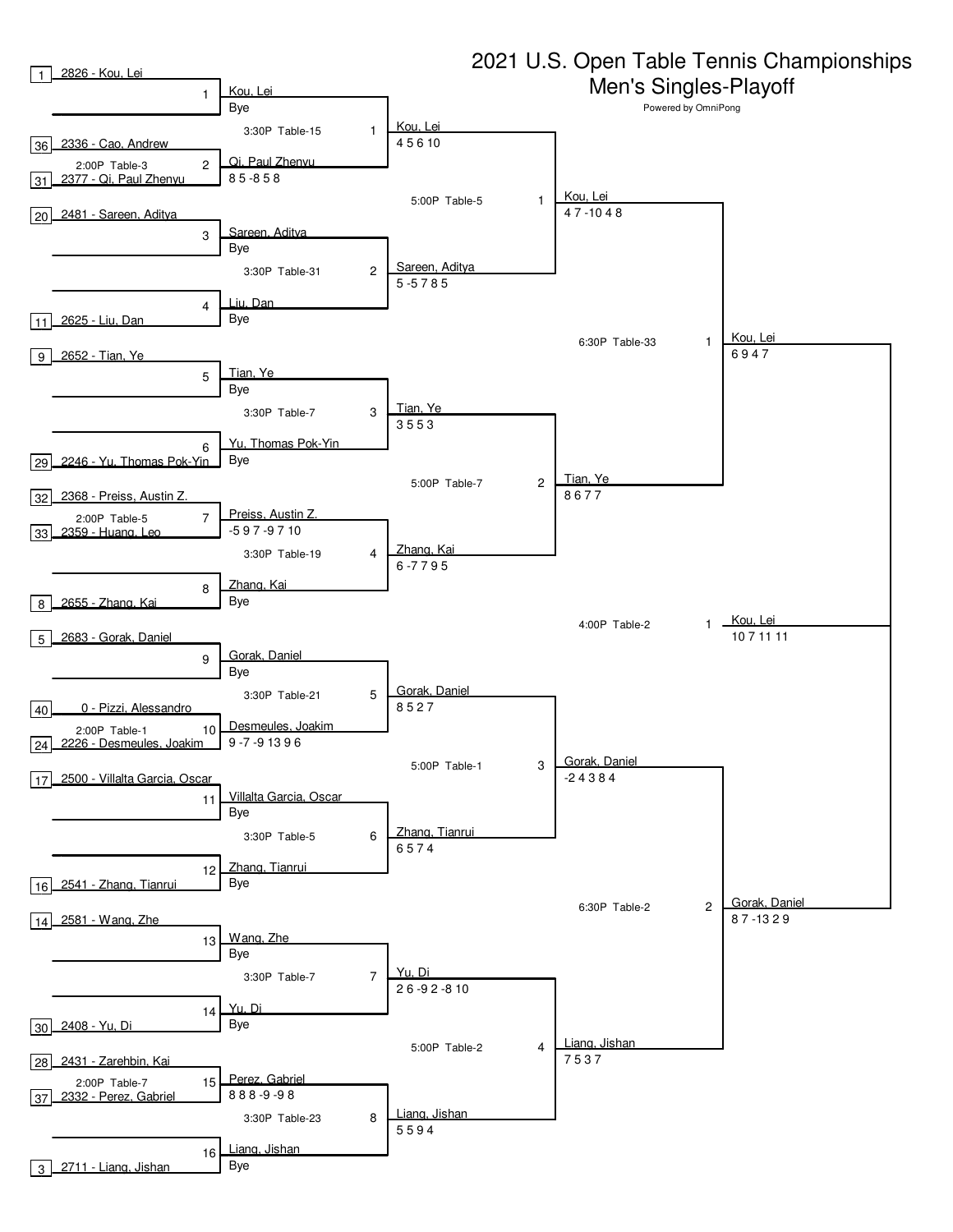# 2021 U.S. Open Table Tennis Championships
## Men's Singles-Playoff

Powered by OmniPong

### First Round (2:00P)

| Match | Seed | Player | Result |
|---|---|---|---|
| 1 | 1 | 2826 - Kou, Lei | Kou, Lei — Bye |
| 2 (2:00P Table-3) | 36 | 2336 - Cao, Andrew | |
| | 31 | 2377 - Qi, Paul Zhenyu | Qi, Paul Zhenyu 8 5 -8 5 8 |
| 3 | 20 | 2481 - Sareen, Aditya | Sareen, Aditya — Bye |
| 4 | 11 | 2625 - Liu, Dan | Liu, Dan — Bye |
| 5 | 9 | 2652 - Tian, Ye | Tian, Ye — Bye |
| 6 | 29 | 2246 - Yu, Thomas Pok-Yin | Yu, Thomas Pok-Yin — Bye |
| 7 (2:00P Table-5) | 32 | 2368 - Preiss, Austin Z. | Preiss, Austin Z. -5 9 7 -9 7 10 |
| | 33 | 2359 - Huang, Leo | |
| 8 | 8 | 2655 - Zhang, Kai | Zhang, Kai — Bye |
| 9 | 5 | 2683 - Gorak, Daniel | Gorak, Daniel — Bye |
| 10 (2:00P Table-1) | 40 | 0 - Pizzi, Alessandro | |
| | 24 | 2226 - Desmeules, Joakim | Desmeules, Joakim 9 -7 -9 13 9 6 |
| 11 | 17 | 2500 - Villalta Garcia, Oscar | Villalta Garcia, Oscar — Bye |
| 12 | 16 | 2541 - Zhang, Tianrui | Zhang, Tianrui — Bye |
| 13 | 14 | 2581 - Wang, Zhe | Wang, Zhe — Bye |
| 14 | 30 | 2408 - Yu, Di | Yu, Di — Bye |
| 15 (2:00P Table-7) | 28 | 2431 - Zarehbin, Kai | |
| | 37 | 2332 - Perez, Gabriel | Perez, Gabriel 8 8 8 -9 -9 8 |
| 16 | 3 | 2711 - Liang, Jishan | Liang, Jishan — Bye |

### Second Round (3:30P)

| Match | Time / Table | Winner | Score |
|---|---|---|---|
| 1 | 3:30P Table-15 | Kou, Lei | 4 5 6 10 |
| 2 | 3:30P Table-31 | Sareen, Aditya | 5 -5 7 8 5 |
| 3 | 3:30P Table-7 | Tian, Ye | 3 5 5 3 |
| 4 | 3:30P Table-19 | Zhang, Kai | 6 -7 7 9 5 |
| 5 | 3:30P Table-21 | Gorak, Daniel | 8 5 2 7 |
| 6 | 3:30P Table-5 | Zhang, Tianrui | 6 5 7 4 |
| 7 | 3:30P Table-7 | Yu, Di | 2 6 -9 2 -8 10 |
| 8 | 3:30P Table-23 | Liang, Jishan | 5 5 9 4 |

### Quarterfinals (5:00P)

| Match | Time / Table | Winner | Score |
|---|---|---|---|
| 1 | 5:00P Table-5 | Kou, Lei | 4 7 -10 4 8 |
| 2 | 5:00P Table-7 | Tian, Ye | 8 6 7 7 |
| 3 | 5:00P Table-1 | Gorak, Daniel | -2 4 3 8 4 |
| 4 | 5:00P Table-2 | Liang, Jishan | 7 5 3 7 |

### Semifinals (6:30P)

| Match | Time / Table | Winner | Score |
|---|---|---|---|
| 1 | 6:30P Table-33 | Kou, Lei | 6 9 4 7 |
| 2 | 6:30P Table-2 | Gorak, Daniel | 8 7 -13 2 9 |

### Final (4:00P)

| Match | Time / Table | Winner | Score |
|---|---|---|---|
| 1 | 4:00P Table-2 | Kou, Lei | 10 7 11 11 |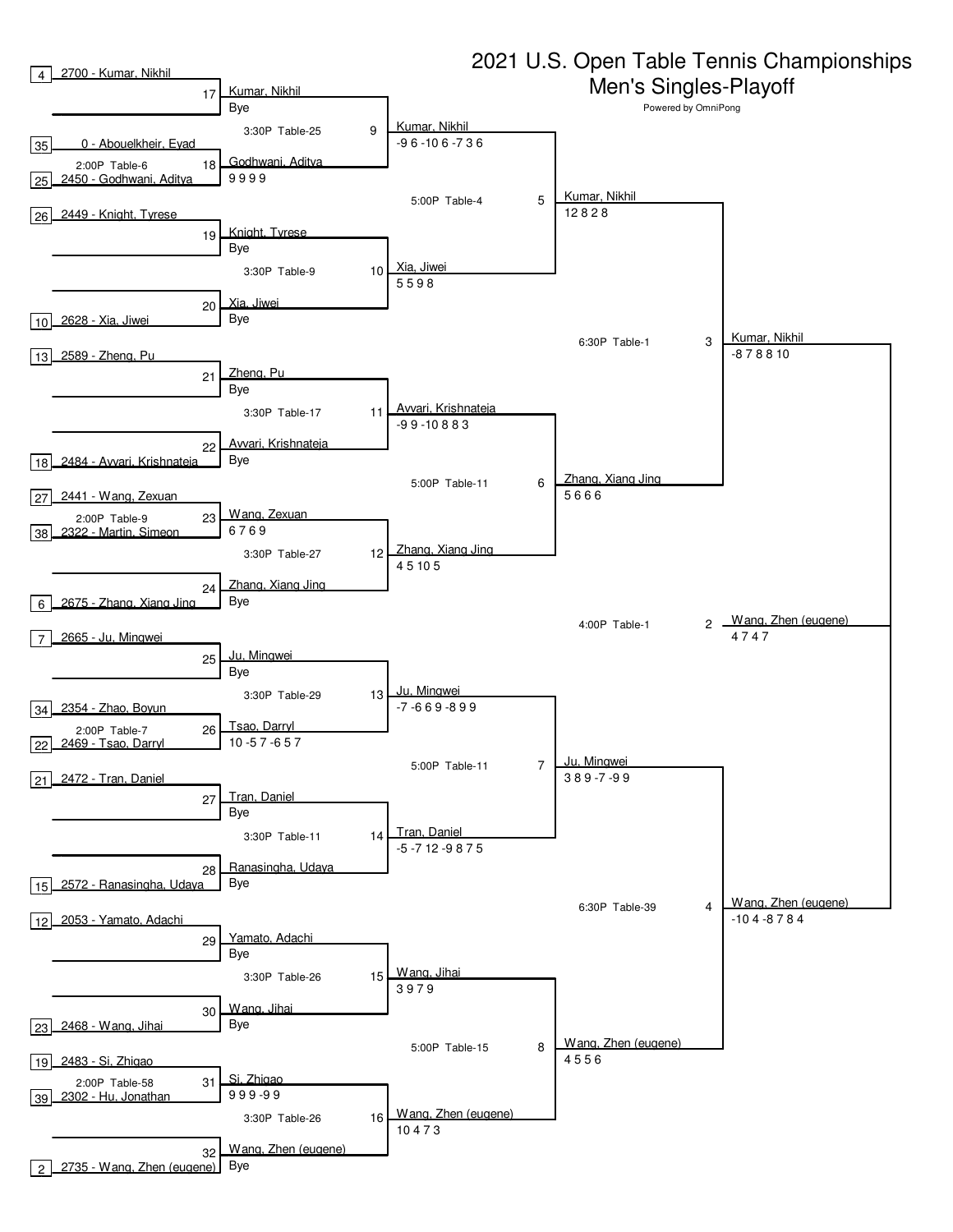# 2021 U.S. Open Table Tennis Championships

## Men's Singles-Playoff

Powered by OmniPong

### Round 1

| Match | Time/Table | Player 1 | Player 2 | Winner | Score |
|---|---|---|---|---|---|
| 17 | | 4 2700 - Kumar, Nikhil | | Kumar, Nikhil | Bye |
| 18 | 2:00P Table-6 | 35 0 - Abouelkheir, Eyad | 25 2450 - Godhwani, Aditya | Godhwani, Aditya | 9 9 9 9 |
| 19 | | 26 2449 - Knight, Tyrese | | Knight, Tyrese | Bye |
| 20 | | | 10 2628 - Xia, Jiwei | Xia, Jiwei | Bye |
| 21 | | 13 2589 - Zheng, Pu | | Zheng, Pu | Bye |
| 22 | | | 18 2484 - Avvari, Krishnateja | Avvari, Krishnateja | Bye |
| 23 | 2:00P Table-9 | 27 2441 - Wang, Zexuan | 38 2322 - Martin, Simeon | Wang, Zexuan | 6 7 6 9 |
| 24 | | | 6 2675 - Zhang, Xiang Jing | Zhang, Xiang Jing | Bye |
| 25 | | 7 2665 - Ju, Mingwei | | Ju, Mingwei | Bye |
| 26 | 2:00P Table-7 | 34 2354 - Zhao, Boyun | 22 2469 - Tsao, Darryl | Tsao, Darryl | 10 -5 7 -6 5 7 |
| 27 | | 21 2472 - Tran, Daniel | | Tran, Daniel | Bye |
| 28 | | | 15 2572 - Ranasingha, Udaya | Ranasingha, Udaya | Bye |
| 29 | | 12 2053 - Yamato, Adachi | | Yamato, Adachi | Bye |
| 30 | | | 23 2468 - Wang, Jihai | Wang, Jihai | Bye |
| 31 | 2:00P Table-58 | 19 2483 - Si, Zhigao | 39 2302 - Hu, Jonathan | Si, Zhigao | 9 9 9 -9 9 |
| 32 | | | 2 2735 - Wang, Zhen (eugene) | Wang, Zhen (eugene) | Bye |

### Round 2

| Match | Time/Table | Winner | Score |
|---|---|---|---|
| 9 | 3:30P Table-25 | Kumar, Nikhil | -9 6 -10 6 -7 3 6 |
| 10 | 3:30P Table-9 | Xia, Jiwei | 5 5 9 8 |
| 11 | 3:30P Table-17 | Avvari, Krishnateja | -9 9 -10 8 8 3 |
| 12 | 3:30P Table-27 | Zhang, Xiang Jing | 4 5 10 5 |
| 13 | 3:30P Table-29 | Ju, Mingwei | -7 -6 6 9 -8 9 9 |
| 14 | 3:30P Table-11 | Tran, Daniel | -5 -7 12 -9 8 7 5 |
| 15 | 3:30P Table-26 | Wang, Jihai | 3 9 7 9 |
| 16 | 3:30P Table-26 | Wang, Zhen (eugene) | 10 4 7 3 |

### Quarterfinals

| Match | Time/Table | Winner | Score |
|---|---|---|---|
| 5 | 5:00P Table-4 | Kumar, Nikhil | 12 8 2 8 |
| 6 | 5:00P Table-11 | Zhang, Xiang Jing | 5 6 6 6 |
| 7 | 5:00P Table-11 | Ju, Mingwei | 3 8 9 -7 -9 9 |
| 8 | 5:00P Table-15 | Wang, Zhen (eugene) | 4 5 5 6 |

### Semifinals

| Match | Time/Table | Winner | Score |
|---|---|---|---|
| 3 | 6:30P Table-1 | Kumar, Nikhil | -8 7 8 8 10 |
| 4 | 6:30P Table-39 | Wang, Zhen (eugene) | -10 4 -8 7 8 4 |

### Final

| Match | Time/Table | Winner | Score |
|---|---|---|---|
| 2 | 4:00P Table-1 | Wang, Zhen (eugene) | 4 7 4 7 |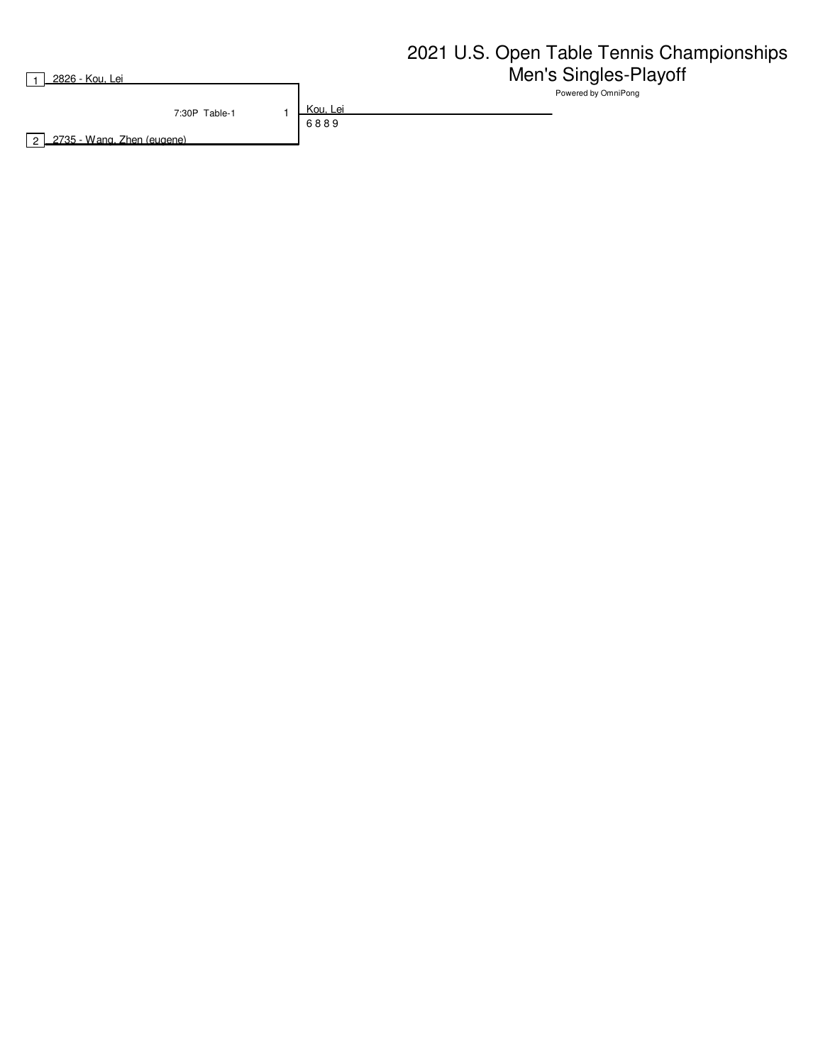# 2021 U.S. Open Table Tennis Championships

## Men's Singles-Playoff

Powered by OmniPong

1 2826 - Kou, Lei

7:30P Table-1 1

Kou, Lei
6 8 8 9

2 2735 - Wang, Zhen (eugene)